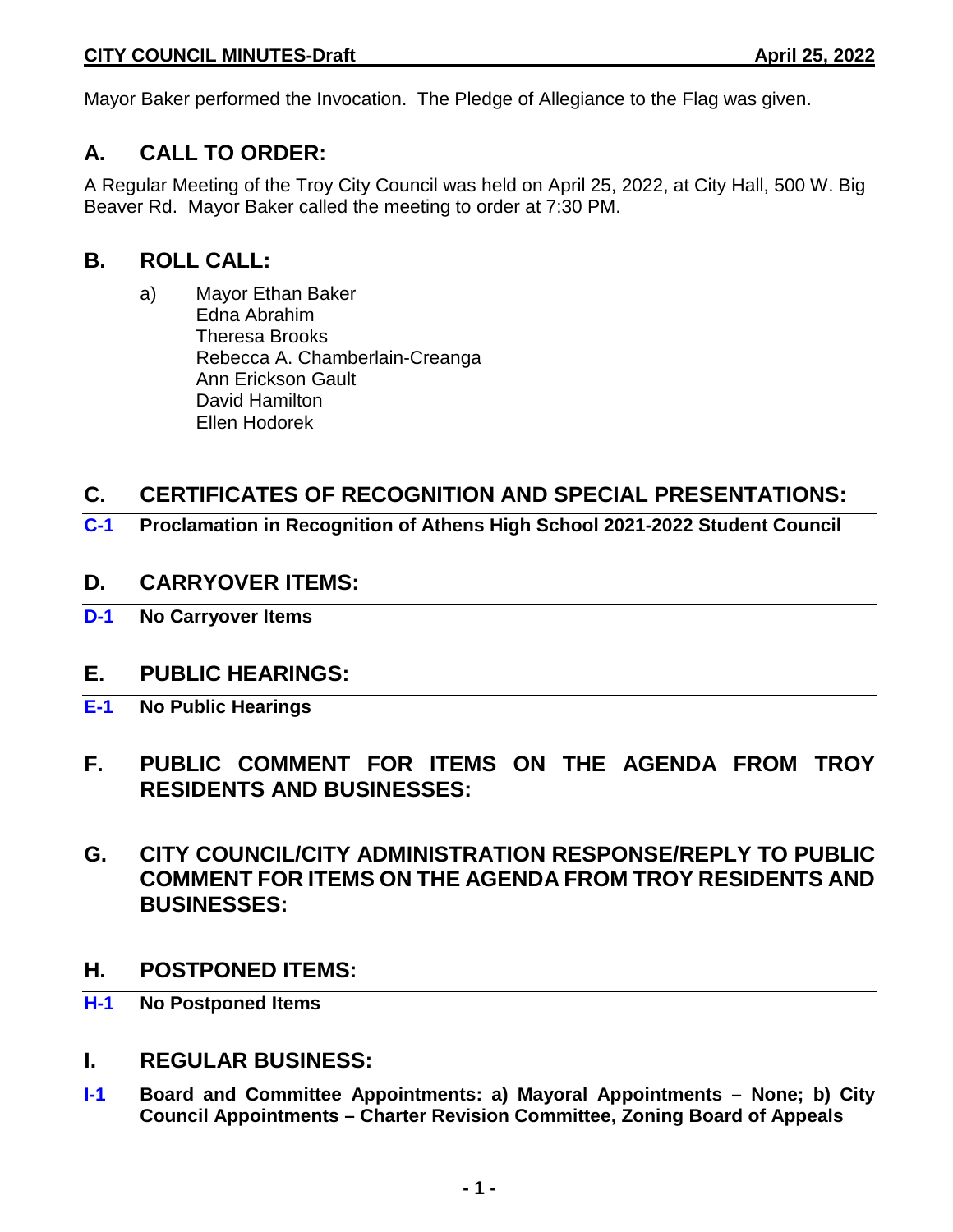Mayor Baker performed the Invocation. The Pledge of Allegiance to the Flag was given.

## A. CALL TO ORDER:

A Regular Meeting of the Troy City Council was held on April 25, 2022, at City Hall, 500 W. Big Beaver Rd. Mayor Baker called the meeting to order at 7:30 PM.

## B. ROLL CALL:

a) Mayor Ethan Baker
Edna Abrahim
Theresa Brooks
Rebecca A. Chamberlain-Creanga
Ann Erickson Gault
David Hamilton
Ellen Hodorek

## C. CERTIFICATES OF RECOGNITION AND SPECIAL PRESENTATIONS:

**C-1 Proclamation in Recognition of Athens High School 2021-2022 Student Council**

## D. CARRYOVER ITEMS:

**D-1 No Carryover Items**

## E. PUBLIC HEARINGS:

**E-1 No Public Hearings**

## F. PUBLIC COMMENT FOR ITEMS ON THE AGENDA FROM TROY RESIDENTS AND BUSINESSES:

## G. CITY COUNCIL/CITY ADMINISTRATION RESPONSE/REPLY TO PUBLIC COMMENT FOR ITEMS ON THE AGENDA FROM TROY RESIDENTS AND BUSINESSES:

## H. POSTPONED ITEMS:

**H-1 No Postponed Items**

## I. REGULAR BUSINESS:

**I-1 Board and Committee Appointments: a) Mayoral Appointments – None; b) City Council Appointments – Charter Revision Committee, Zoning Board of Appeals**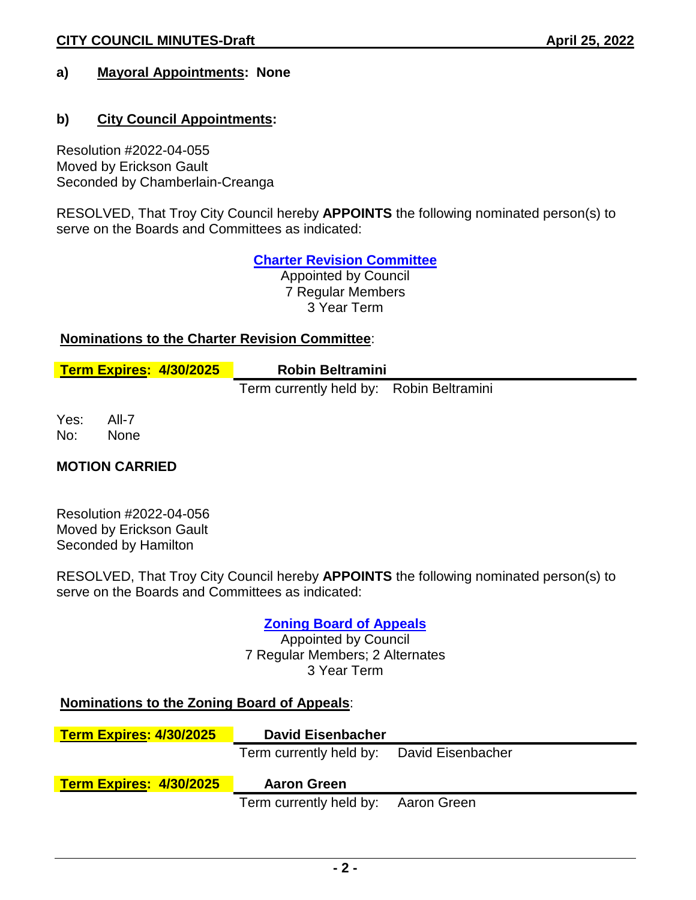**a) Mayoral Appointments: None**

**b) City Council Appointments:**

Resolution #2022-04-055
Moved by Erickson Gault
Seconded by Chamberlain-Creanga

RESOLVED, That Troy City Council hereby **APPOINTS** the following nominated person(s) to serve on the Boards and Committees as indicated:

**Charter Revision Committee**
Appointed by Council
7 Regular Members
3 Year Term

**Nominations to the Charter Revision Committee**:

**Term Expires: 4/30/2025** — **Robin Beltramini**
Term currently held by: Robin Beltramini

Yes: All-7
No: None

**MOTION CARRIED**

Resolution #2022-04-056
Moved by Erickson Gault
Seconded by Hamilton

RESOLVED, That Troy City Council hereby **APPOINTS** the following nominated person(s) to serve on the Boards and Committees as indicated:

**Zoning Board of Appeals**
Appointed by Council
7 Regular Members; 2 Alternates
3 Year Term

**Nominations to the Zoning Board of Appeals**:

**Term Expires: 4/30/2025** — **David Eisenbacher**
Term currently held by: David Eisenbacher

**Term Expires: 4/30/2025** — **Aaron Green**
Term currently held by: Aaron Green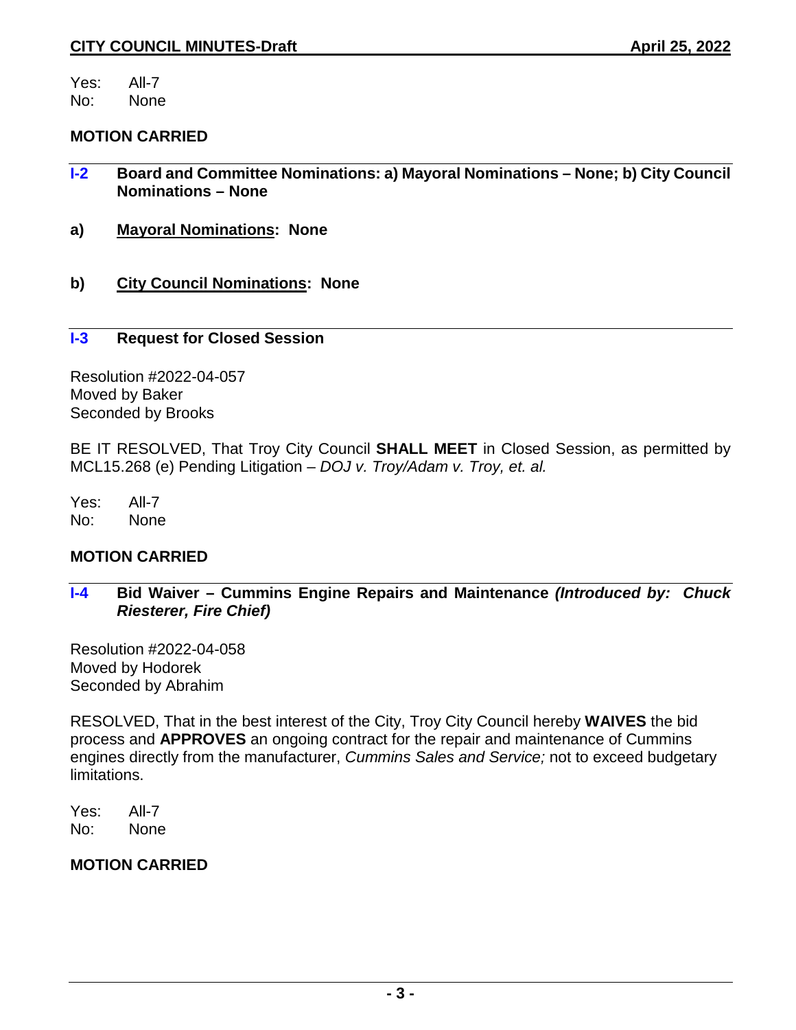Yes: All-7
No: None

**MOTION CARRIED**

### I-2 Board and Committee Nominations: a) Mayoral Nominations – None; b) City Council Nominations – None

**a) Mayoral Nominations: None**

**b) City Council Nominations: None**

### I-3 Request for Closed Session

Resolution #2022-04-057
Moved by Baker
Seconded by Brooks

BE IT RESOLVED, That Troy City Council **SHALL MEET** in Closed Session, as permitted by MCL15.268 (e) Pending Litigation – *DOJ v. Troy/Adam v. Troy, et. al.*

Yes: All-7
No: None

**MOTION CARRIED**

### I-4 Bid Waiver – Cummins Engine Repairs and Maintenance *(Introduced by: Chuck Riesterer, Fire Chief)*

Resolution #2022-04-058
Moved by Hodorek
Seconded by Abrahim

RESOLVED, That in the best interest of the City, Troy City Council hereby **WAIVES** the bid process and **APPROVES** an ongoing contract for the repair and maintenance of Cummins engines directly from the manufacturer, *Cummins Sales and Service;* not to exceed budgetary limitations.

Yes: All-7
No: None

**MOTION CARRIED**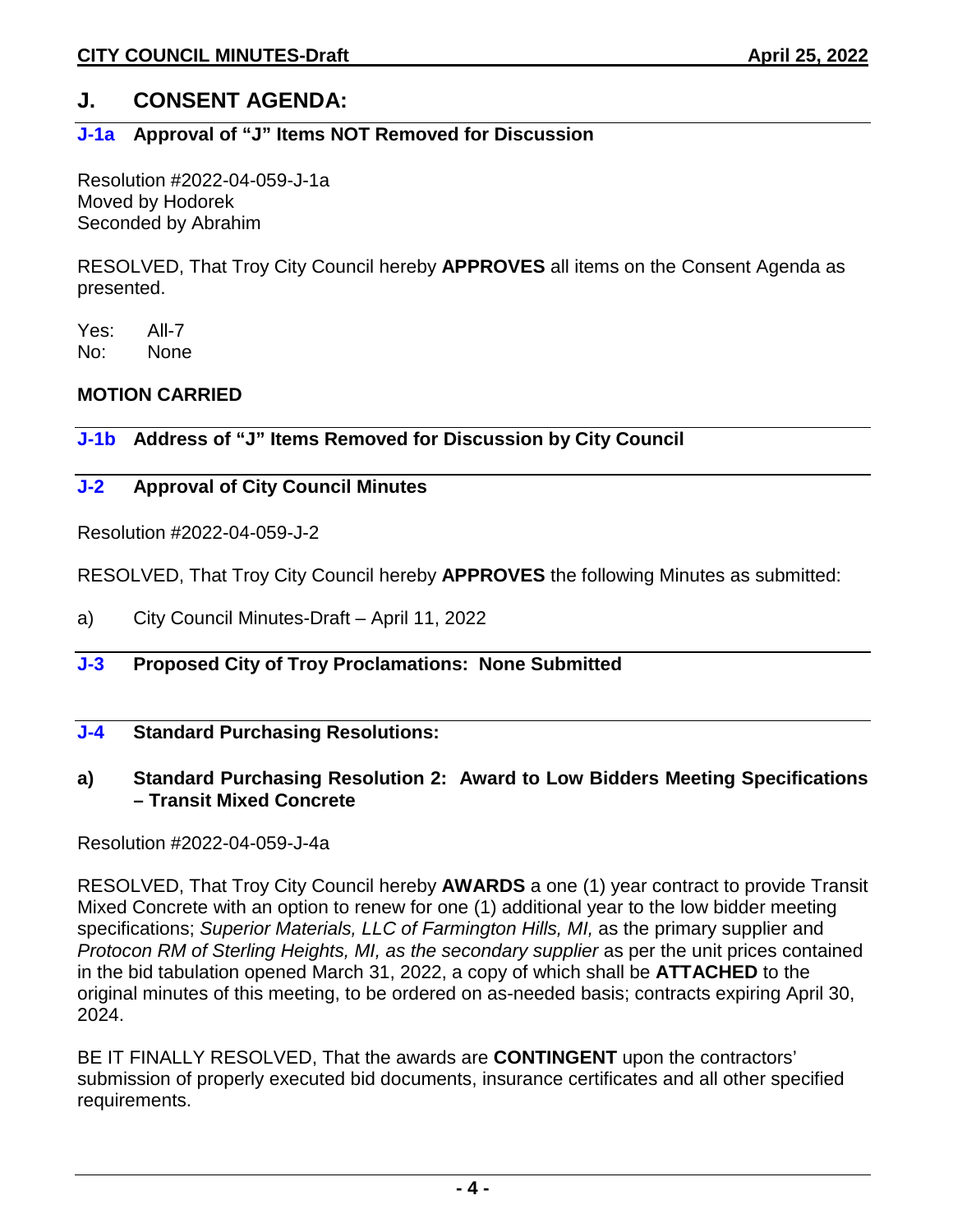## J. CONSENT AGENDA:

### J-1a Approval of "J" Items NOT Removed for Discussion

Resolution #2022-04-059-J-1a
Moved by Hodorek
Seconded by Abrahim

RESOLVED, That Troy City Council hereby **APPROVES** all items on the Consent Agenda as presented.

Yes: All-7
No: None

**MOTION CARRIED**

### J-1b Address of "J" Items Removed for Discussion by City Council

### J-2 Approval of City Council Minutes

Resolution #2022-04-059-J-2

RESOLVED, That Troy City Council hereby **APPROVES** the following Minutes as submitted:

a) City Council Minutes-Draft – April 11, 2022

### J-3 Proposed City of Troy Proclamations: None Submitted

### J-4 Standard Purchasing Resolutions:

**a) Standard Purchasing Resolution 2: Award to Low Bidders Meeting Specifications – Transit Mixed Concrete**

Resolution #2022-04-059-J-4a

RESOLVED, That Troy City Council hereby **AWARDS** a one (1) year contract to provide Transit Mixed Concrete with an option to renew for one (1) additional year to the low bidder meeting specifications; *Superior Materials, LLC of Farmington Hills, MI,* as the primary supplier and *Protocon RM of Sterling Heights, MI, as the secondary supplier* as per the unit prices contained in the bid tabulation opened March 31, 2022, a copy of which shall be **ATTACHED** to the original minutes of this meeting, to be ordered on as-needed basis; contracts expiring April 30, 2024.

BE IT FINALLY RESOLVED, That the awards are **CONTINGENT** upon the contractors' submission of properly executed bid documents, insurance certificates and all other specified requirements.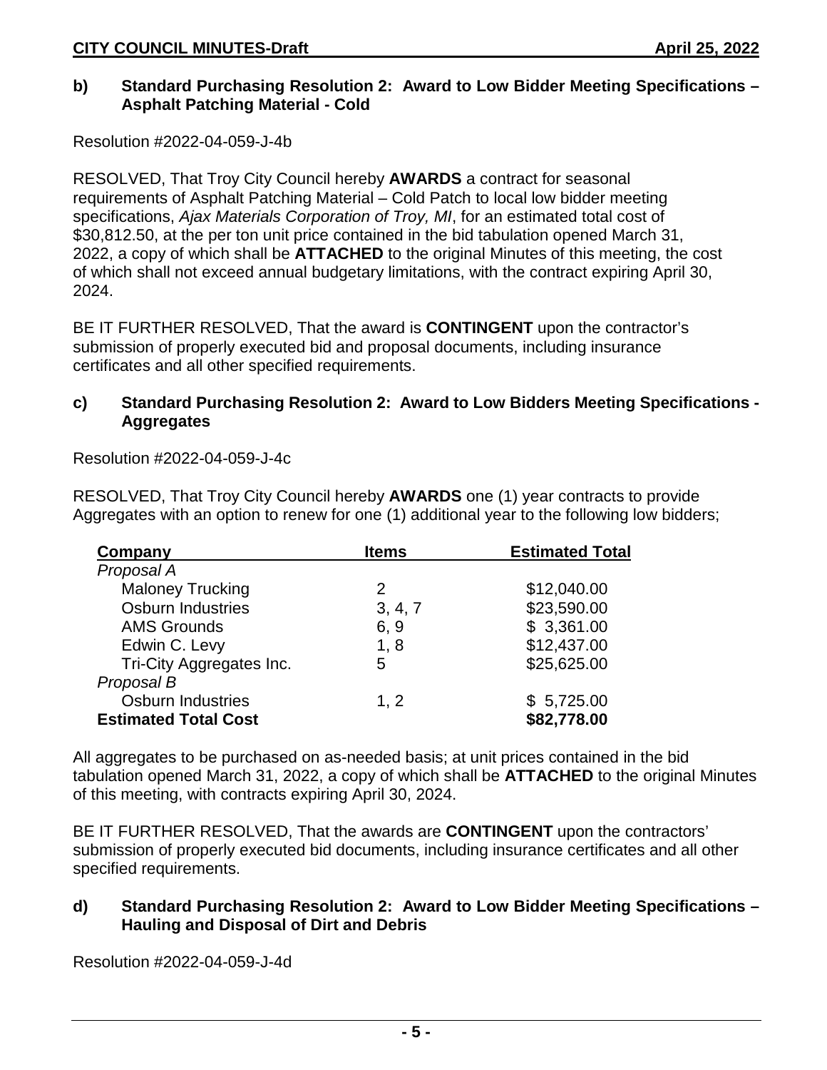### b) Standard Purchasing Resolution 2: Award to Low Bidder Meeting Specifications – Asphalt Patching Material - Cold

Resolution #2022-04-059-J-4b

RESOLVED, That Troy City Council hereby **AWARDS** a contract for seasonal requirements of Asphalt Patching Material – Cold Patch to local low bidder meeting specifications, *Ajax Materials Corporation of Troy, MI*, for an estimated total cost of $30,812.50, at the per ton unit price contained in the bid tabulation opened March 31, 2022, a copy of which shall be **ATTACHED** to the original Minutes of this meeting, the cost of which shall not exceed annual budgetary limitations, with the contract expiring April 30, 2024.

BE IT FURTHER RESOLVED, That the award is **CONTINGENT** upon the contractor's submission of properly executed bid and proposal documents, including insurance certificates and all other specified requirements.

### c) Standard Purchasing Resolution 2: Award to Low Bidders Meeting Specifications - Aggregates

Resolution #2022-04-059-J-4c

RESOLVED, That Troy City Council hereby **AWARDS** one (1) year contracts to provide Aggregates with an option to renew for one (1) additional year to the following low bidders;

| Company | Items | Estimated Total |
|---|---|---|
| *Proposal A* | | |
| Maloney Trucking | 2 | $12,040.00 |
| Osburn Industries | 3, 4, 7 | $23,590.00 |
| AMS Grounds | 6, 9 | $ 3,361.00 |
| Edwin C. Levy | 1, 8 | $12,437.00 |
| Tri-City Aggregates Inc. | 5 | $25,625.00 |
| *Proposal B* | | |
| Osburn Industries | 1, 2 | $ 5,725.00 |
| **Estimated Total Cost** | | **$82,778.00** |

All aggregates to be purchased on as-needed basis; at unit prices contained in the bid tabulation opened March 31, 2022, a copy of which shall be **ATTACHED** to the original Minutes of this meeting, with contracts expiring April 30, 2024.

BE IT FURTHER RESOLVED, That the awards are **CONTINGENT** upon the contractors' submission of properly executed bid documents, including insurance certificates and all other specified requirements.

### d) Standard Purchasing Resolution 2: Award to Low Bidder Meeting Specifications – Hauling and Disposal of Dirt and Debris

Resolution #2022-04-059-J-4d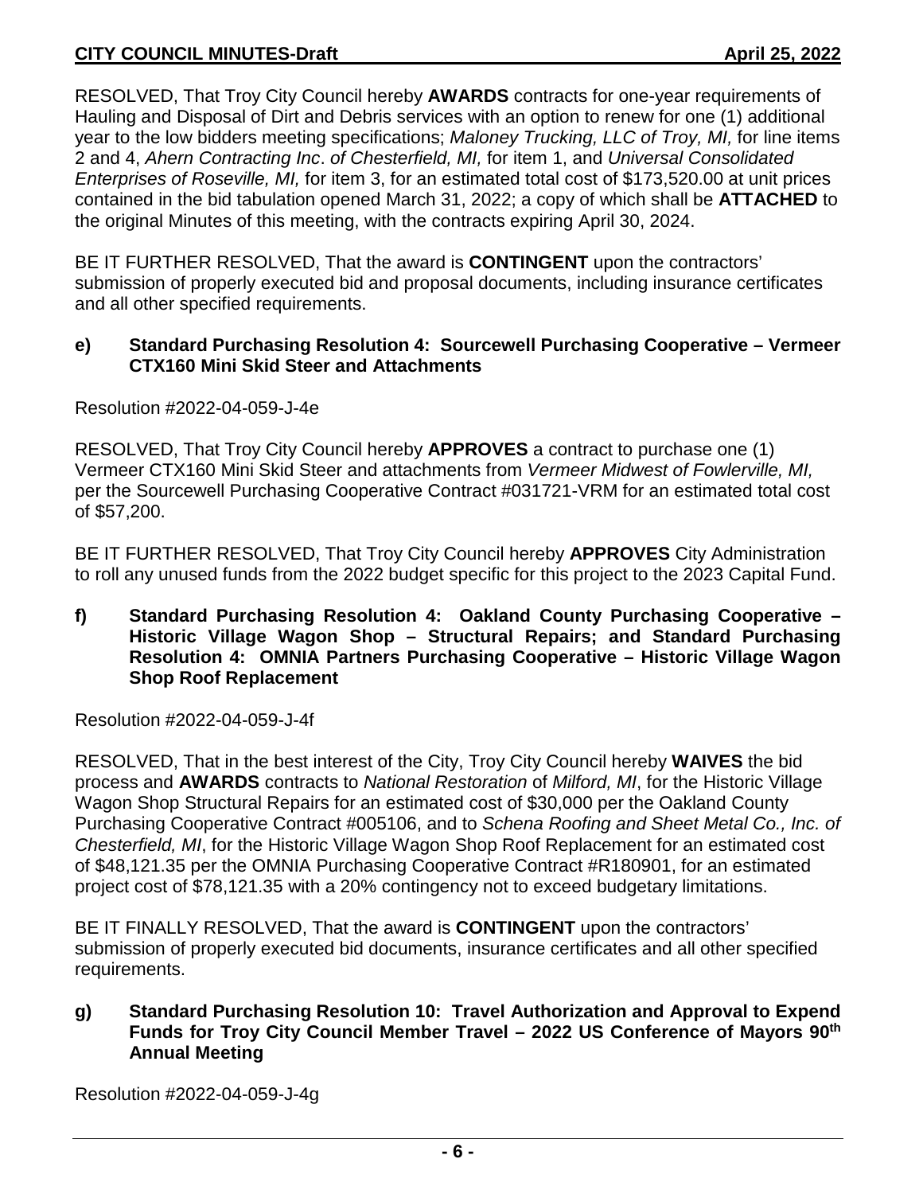RESOLVED, That Troy City Council hereby **AWARDS** contracts for one-year requirements of Hauling and Disposal of Dirt and Debris services with an option to renew for one (1) additional year to the low bidders meeting specifications; *Maloney Trucking, LLC of Troy, MI,* for line items 2 and 4, *Ahern Contracting Inc*. *of Chesterfield, MI,* for item 1, and *Universal Consolidated Enterprises of Roseville, MI,* for item 3, for an estimated total cost of $173,520.00 at unit prices contained in the bid tabulation opened March 31, 2022; a copy of which shall be **ATTACHED** to the original Minutes of this meeting, with the contracts expiring April 30, 2024.

BE IT FURTHER RESOLVED, That the award is **CONTINGENT** upon the contractors' submission of properly executed bid and proposal documents, including insurance certificates and all other specified requirements.

**e) Standard Purchasing Resolution 4: Sourcewell Purchasing Cooperative – Vermeer CTX160 Mini Skid Steer and Attachments**

Resolution #2022-04-059-J-4e

RESOLVED, That Troy City Council hereby **APPROVES** a contract to purchase one (1) Vermeer CTX160 Mini Skid Steer and attachments from *Vermeer Midwest of Fowlerville, MI,* per the Sourcewell Purchasing Cooperative Contract #031721-VRM for an estimated total cost of $57,200.

BE IT FURTHER RESOLVED, That Troy City Council hereby **APPROVES** City Administration to roll any unused funds from the 2022 budget specific for this project to the 2023 Capital Fund.

**f) Standard Purchasing Resolution 4: Oakland County Purchasing Cooperative – Historic Village Wagon Shop – Structural Repairs; and Standard Purchasing Resolution 4: OMNIA Partners Purchasing Cooperative – Historic Village Wagon Shop Roof Replacement**

Resolution #2022-04-059-J-4f

RESOLVED, That in the best interest of the City, Troy City Council hereby **WAIVES** the bid process and **AWARDS** contracts to *National Restoration* of *Milford, MI*, for the Historic Village Wagon Shop Structural Repairs for an estimated cost of $30,000 per the Oakland County Purchasing Cooperative Contract #005106, and to *Schena Roofing and Sheet Metal Co., Inc. of Chesterfield, MI*, for the Historic Village Wagon Shop Roof Replacement for an estimated cost of $48,121.35 per the OMNIA Purchasing Cooperative Contract #R180901, for an estimated project cost of $78,121.35 with a 20% contingency not to exceed budgetary limitations.

BE IT FINALLY RESOLVED, That the award is **CONTINGENT** upon the contractors' submission of properly executed bid documents, insurance certificates and all other specified requirements.

**g) Standard Purchasing Resolution 10: Travel Authorization and Approval to Expend Funds for Troy City Council Member Travel – 2022 US Conference of Mayors 90th Annual Meeting**

Resolution #2022-04-059-J-4g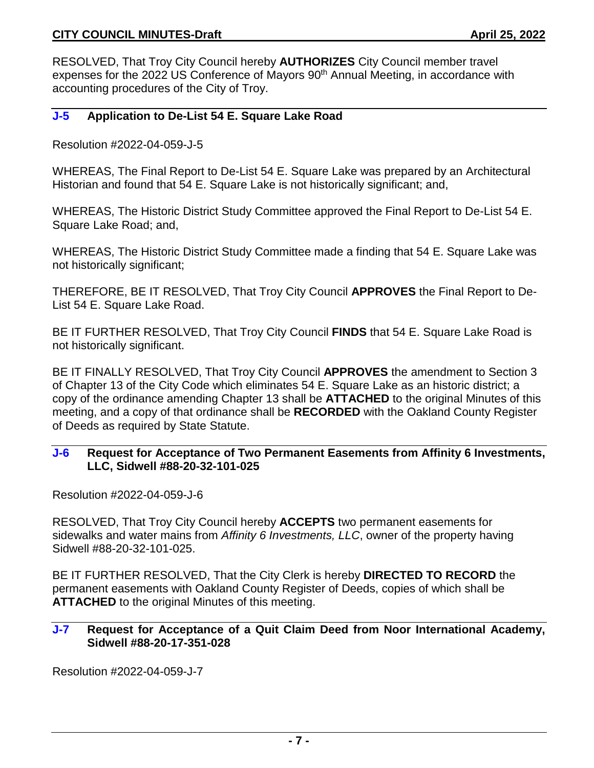RESOLVED, That Troy City Council hereby **AUTHORIZES** City Council member travel expenses for the 2022 US Conference of Mayors 90th Annual Meeting, in accordance with accounting procedures of the City of Troy.

### J-5 Application to De-List 54 E. Square Lake Road

Resolution #2022-04-059-J-5

WHEREAS, The Final Report to De-List 54 E. Square Lake was prepared by an Architectural Historian and found that 54 E. Square Lake is not historically significant; and,

WHEREAS, The Historic District Study Committee approved the Final Report to De-List 54 E. Square Lake Road; and,

WHEREAS, The Historic District Study Committee made a finding that 54 E. Square Lake was not historically significant;

THEREFORE, BE IT RESOLVED, That Troy City Council **APPROVES** the Final Report to De-List 54 E. Square Lake Road.

BE IT FURTHER RESOLVED, That Troy City Council **FINDS** that 54 E. Square Lake Road is not historically significant.

BE IT FINALLY RESOLVED, That Troy City Council **APPROVES** the amendment to Section 3 of Chapter 13 of the City Code which eliminates 54 E. Square Lake as an historic district; a copy of the ordinance amending Chapter 13 shall be **ATTACHED** to the original Minutes of this meeting, and a copy of that ordinance shall be **RECORDED** with the Oakland County Register of Deeds as required by State Statute.

### J-6 Request for Acceptance of Two Permanent Easements from Affinity 6 Investments, LLC, Sidwell #88-20-32-101-025

Resolution #2022-04-059-J-6

RESOLVED, That Troy City Council hereby **ACCEPTS** two permanent easements for sidewalks and water mains from *Affinity 6 Investments, LLC*, owner of the property having Sidwell #88-20-32-101-025.

BE IT FURTHER RESOLVED, That the City Clerk is hereby **DIRECTED TO RECORD** the permanent easements with Oakland County Register of Deeds, copies of which shall be **ATTACHED** to the original Minutes of this meeting.

### J-7 Request for Acceptance of a Quit Claim Deed from Noor International Academy, Sidwell #88-20-17-351-028

Resolution #2022-04-059-J-7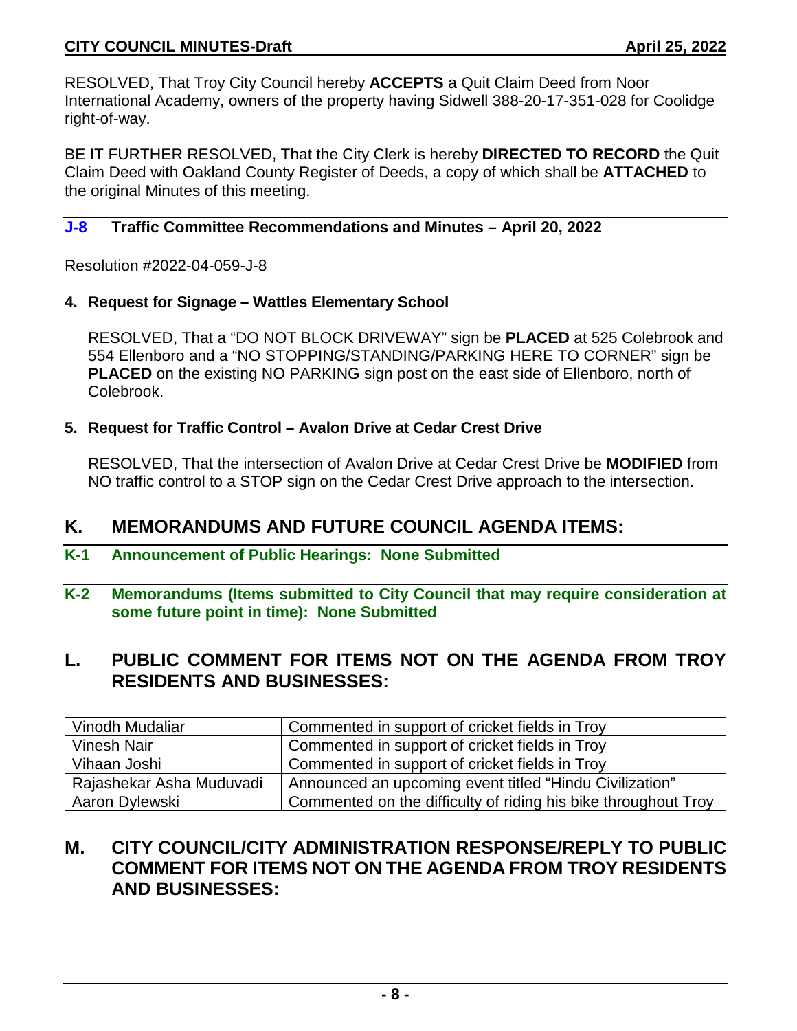RESOLVED, That Troy City Council hereby **ACCEPTS** a Quit Claim Deed from Noor International Academy, owners of the property having Sidwell 388-20-17-351-028 for Coolidge right-of-way.

BE IT FURTHER RESOLVED, That the City Clerk is hereby **DIRECTED TO RECORD** the Quit Claim Deed with Oakland County Register of Deeds, a copy of which shall be **ATTACHED** to the original Minutes of this meeting.

### J-8 Traffic Committee Recommendations and Minutes – April 20, 2022

Resolution #2022-04-059-J-8

**4. Request for Signage – Wattles Elementary School**

RESOLVED, That a "DO NOT BLOCK DRIVEWAY" sign be **PLACED** at 525 Colebrook and 554 Ellenboro and a "NO STOPPING/STANDING/PARKING HERE TO CORNER" sign be **PLACED** on the existing NO PARKING sign post on the east side of Ellenboro, north of Colebrook.

**5. Request for Traffic Control – Avalon Drive at Cedar Crest Drive**

RESOLVED, That the intersection of Avalon Drive at Cedar Crest Drive be **MODIFIED** from NO traffic control to a STOP sign on the Cedar Crest Drive approach to the intersection.

## K. MEMORANDUMS AND FUTURE COUNCIL AGENDA ITEMS:

### K-1 Announcement of Public Hearings: None Submitted

### K-2 Memorandums (Items submitted to City Council that may require consideration at some future point in time): None Submitted

## L. PUBLIC COMMENT FOR ITEMS NOT ON THE AGENDA FROM TROY RESIDENTS AND BUSINESSES:

| Name | Comment |
|---|---|
| Vinodh Mudaliar | Commented in support of cricket fields in Troy |
| Vinesh Nair | Commented in support of cricket fields in Troy |
| Vihaan Joshi | Commented in support of cricket fields in Troy |
| Rajashekar Asha Muduvadi | Announced an upcoming event titled "Hindu Civilization" |
| Aaron Dylewski | Commented on the difficulty of riding his bike throughout Troy |

## M. CITY COUNCIL/CITY ADMINISTRATION RESPONSE/REPLY TO PUBLIC COMMENT FOR ITEMS NOT ON THE AGENDA FROM TROY RESIDENTS AND BUSINESSES: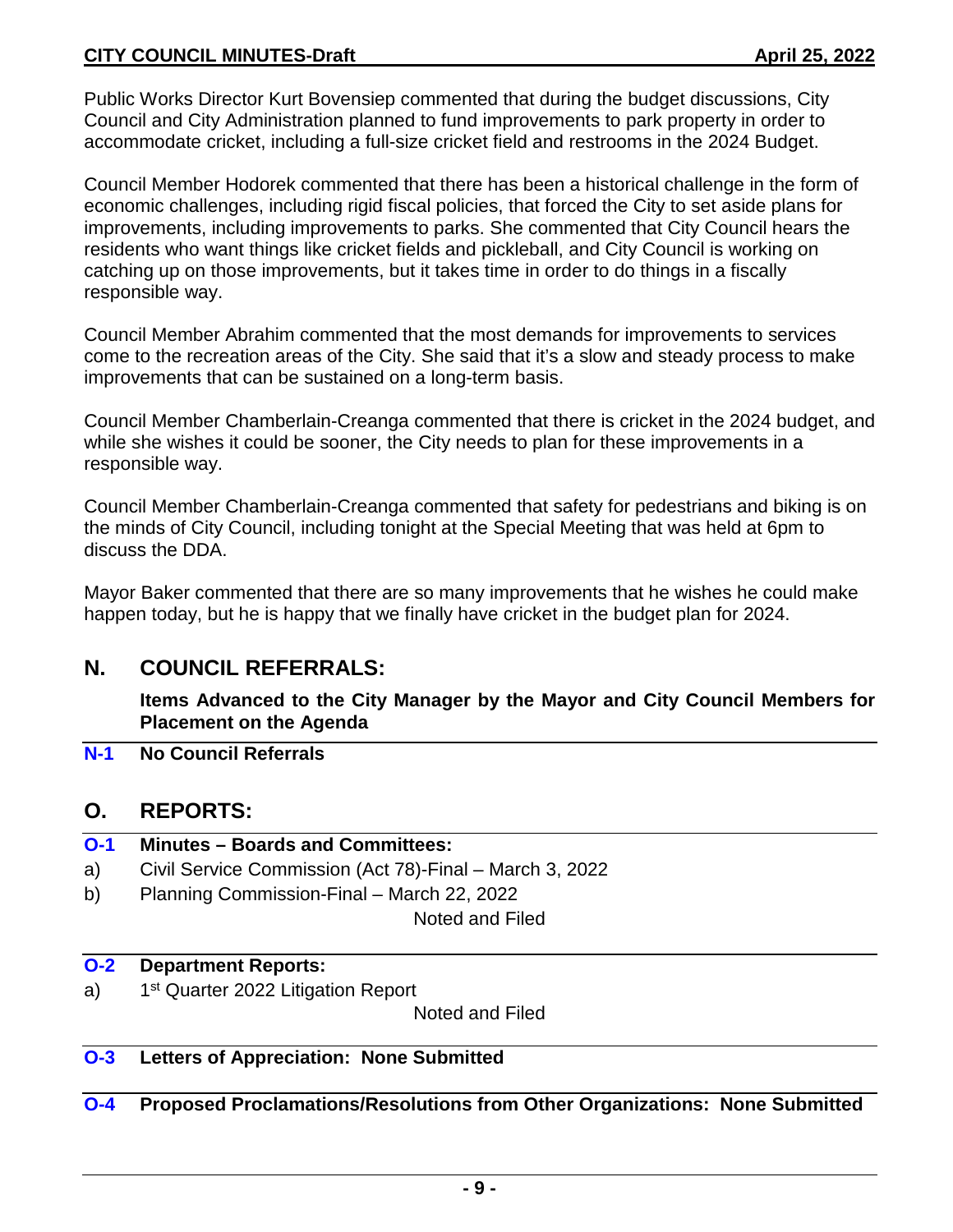Public Works Director Kurt Bovensiep commented that during the budget discussions, City Council and City Administration planned to fund improvements to park property in order to accommodate cricket, including a full-size cricket field and restrooms in the 2024 Budget.

Council Member Hodorek commented that there has been a historical challenge in the form of economic challenges, including rigid fiscal policies, that forced the City to set aside plans for improvements, including improvements to parks. She commented that City Council hears the residents who want things like cricket fields and pickleball, and City Council is working on catching up on those improvements, but it takes time in order to do things in a fiscally responsible way.

Council Member Abrahim commented that the most demands for improvements to services come to the recreation areas of the City. She said that it's a slow and steady process to make improvements that can be sustained on a long-term basis.

Council Member Chamberlain-Creanga commented that there is cricket in the 2024 budget, and while she wishes it could be sooner, the City needs to plan for these improvements in a responsible way.

Council Member Chamberlain-Creanga commented that safety for pedestrians and biking is on the minds of City Council, including tonight at the Special Meeting that was held at 6pm to discuss the DDA.

Mayor Baker commented that there are so many improvements that he wishes he could make happen today, but he is happy that we finally have cricket in the budget plan for 2024.

## N. COUNCIL REFERRALS:

**Items Advanced to the City Manager by the Mayor and City Council Members for Placement on the Agenda**

**N-1 No Council Referrals**

## O. REPORTS:

**O-1 Minutes – Boards and Committees:**

a) Civil Service Commission (Act 78)-Final – March 3, 2022

b) Planning Commission-Final – March 22, 2022

Noted and Filed

**O-2 Department Reports:**

a) 1st Quarter 2022 Litigation Report

Noted and Filed

**O-3 Letters of Appreciation: None Submitted**

**O-4 Proposed Proclamations/Resolutions from Other Organizations: None Submitted**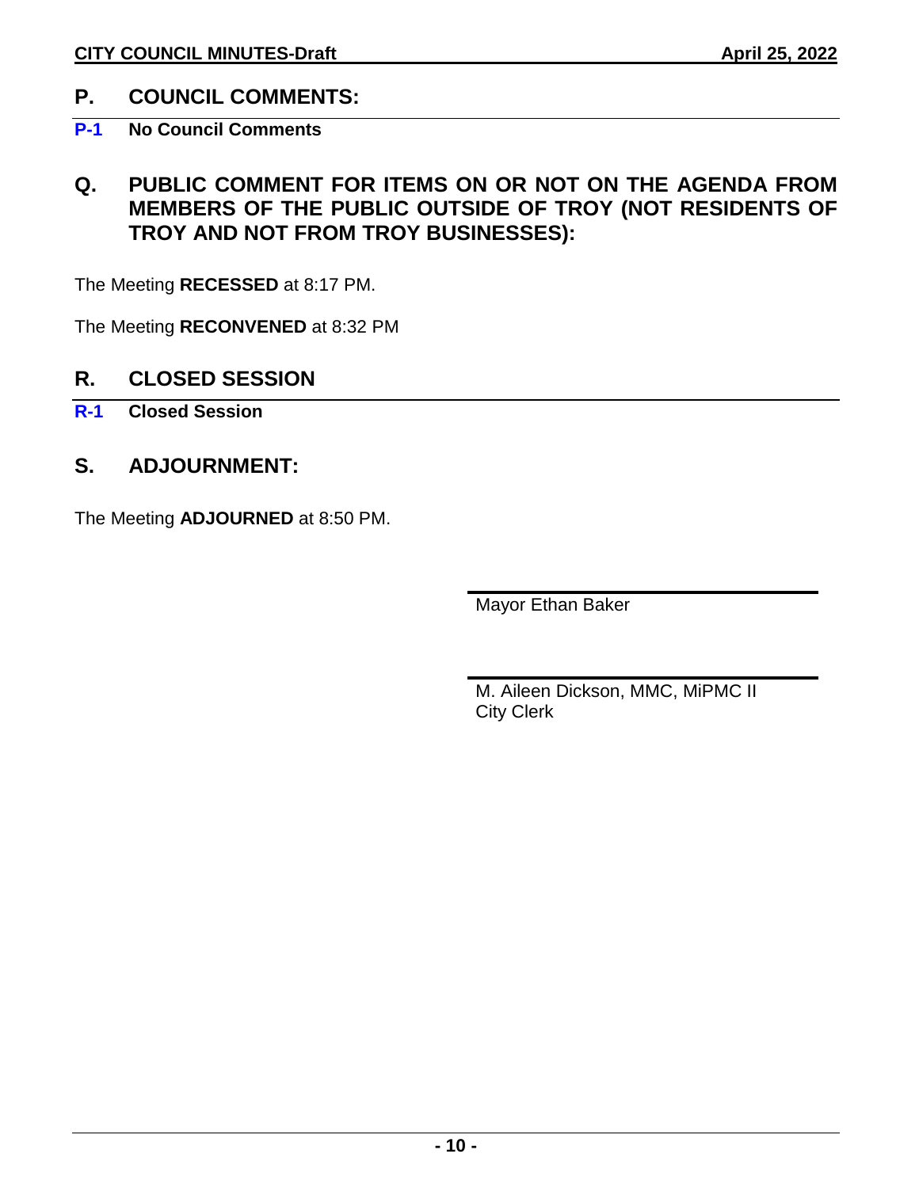## P. COUNCIL COMMENTS:

**P-1 No Council Comments**

## Q. PUBLIC COMMENT FOR ITEMS ON OR NOT ON THE AGENDA FROM MEMBERS OF THE PUBLIC OUTSIDE OF TROY (NOT RESIDENTS OF TROY AND NOT FROM TROY BUSINESSES):

The Meeting **RECESSED** at 8:17 PM.

The Meeting **RECONVENED** at 8:32 PM

## R. CLOSED SESSION

**R-1 Closed Session**

## S. ADJOURNMENT:

The Meeting **ADJOURNED** at 8:50 PM.

Mayor Ethan Baker

M. Aileen Dickson, MMC, MiPMC II
City Clerk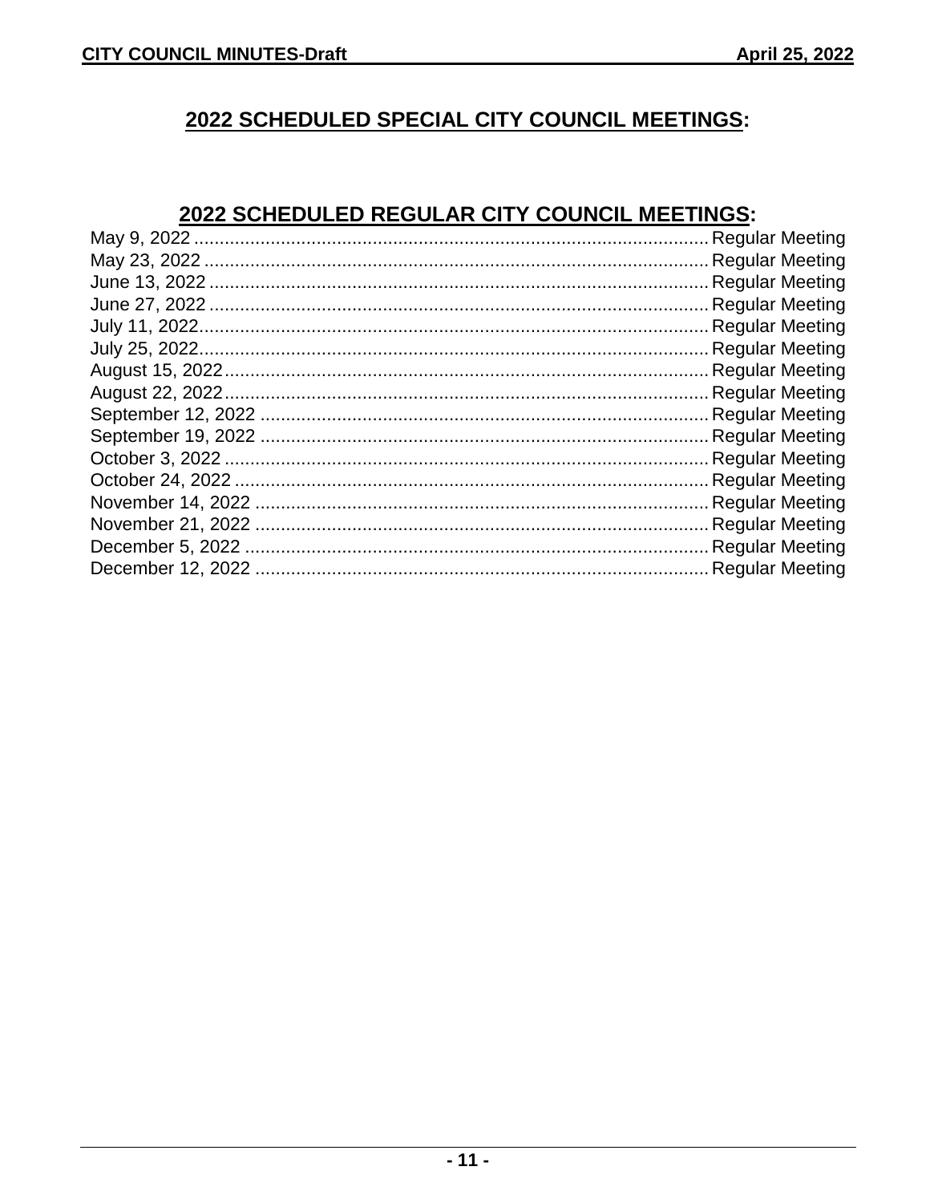## 2022 SCHEDULED SPECIAL CITY COUNCIL MEETINGS:

## 2022 SCHEDULED REGULAR CITY COUNCIL MEETINGS:

May 9, 2022 ..................................................... Regular Meeting
May 23, 2022 ..................................................... Regular Meeting
June 13, 2022 ..................................................... Regular Meeting
June 27, 2022 ..................................................... Regular Meeting
July 11, 2022..................................................... Regular Meeting
July 25, 2022..................................................... Regular Meeting
August 15, 2022..................................................... Regular Meeting
August 22, 2022..................................................... Regular Meeting
September 12, 2022 ..................................................... Regular Meeting
September 19, 2022 ..................................................... Regular Meeting
October 3, 2022 ..................................................... Regular Meeting
October 24, 2022 ..................................................... Regular Meeting
November 14, 2022 ..................................................... Regular Meeting
November 21, 2022 ..................................................... Regular Meeting
December 5, 2022 ..................................................... Regular Meeting
December 12, 2022 ..................................................... Regular Meeting